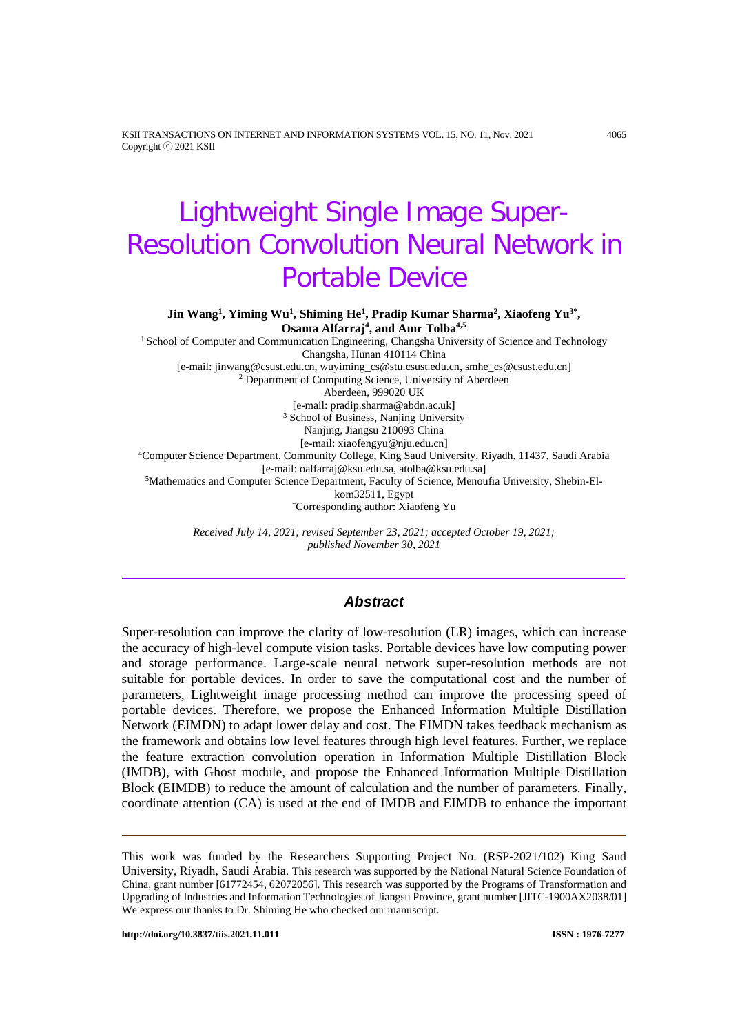# Lightweight Single Image Super-Resolution Convolution Neural Network in Portable Device

**Jin Wang[1], Yiming Wu[1], Shiming He[1], Pradip Kumar Sharma[2], Xiaofeng Yu[3*], Osama Alfarraj[4], and Amr Tolba[4,5]**

[1] School of Computer and Communication Engineering, Changsha University of Science and Technology
Changsha, Hunan 410114 China
[e-mail: jinwang@csust.edu.cn, wuyiming_cs@stu.csust.edu.cn, smhe_cs@csust.edu.cn]
[2] Department of Computing Science, University of Aberdeen
Aberdeen, 999020 UK
[e-mail: pradip.sharma@abdn.ac.uk]
[3] School of Business, Nanjing University
Nanjing, Jiangsu 210093 China
[e-mail: xiaofengyu@nju.edu.cn]
[4] Computer Science Department, Community College, King Saud University, Riyadh, 11437, Saudi Arabia
[e-mail: oalfarraj@ksu.edu.sa, atolba@ksu.edu.sa]
[5] Mathematics and Computer Science Department, Faculty of Science, Menoufia University, Shebin-El-kom32511, Egypt
*Corresponding author: Xiaofeng Yu

*Received July 14, 2021; revised September 23, 2021; accepted October 19, 2021; published November 30, 2021*

## Abstract

Super-resolution can improve the clarity of low-resolution (LR) images, which can increase the accuracy of high-level compute vision tasks. Portable devices have low computing power and storage performance. Large-scale neural network super-resolution methods are not suitable for portable devices. In order to save the computational cost and the number of parameters, Lightweight image processing method can improve the processing speed of portable devices. Therefore, we propose the Enhanced Information Multiple Distillation Network (EIMDN) to adapt lower delay and cost. The EIMDN takes feedback mechanism as the framework and obtains low level features through high level features. Further, we replace the feature extraction convolution operation in Information Multiple Distillation Block (IMDB), with Ghost module, and propose the Enhanced Information Multiple Distillation Block (EIMDB) to reduce the amount of calculation and the number of parameters. Finally, coordinate attention (CA) is used at the end of IMDB and EIMDB to enhance the important

---

This work was funded by the Researchers Supporting Project No. (RSP-2021/102) King Saud University, Riyadh, Saudi Arabia. This research was supported by the National Natural Science Foundation of China, grant number [61772454, 62072056]. This research was supported by the Programs of Transformation and Upgrading of Industries and Information Technologies of Jiangsu Province, grant number [JITC-1900AX2038/01] We express our thanks to Dr. Shiming He who checked our manuscript.

http://doi.org/10.3837/tiis.2021.11.011 ISSN : 1976-7277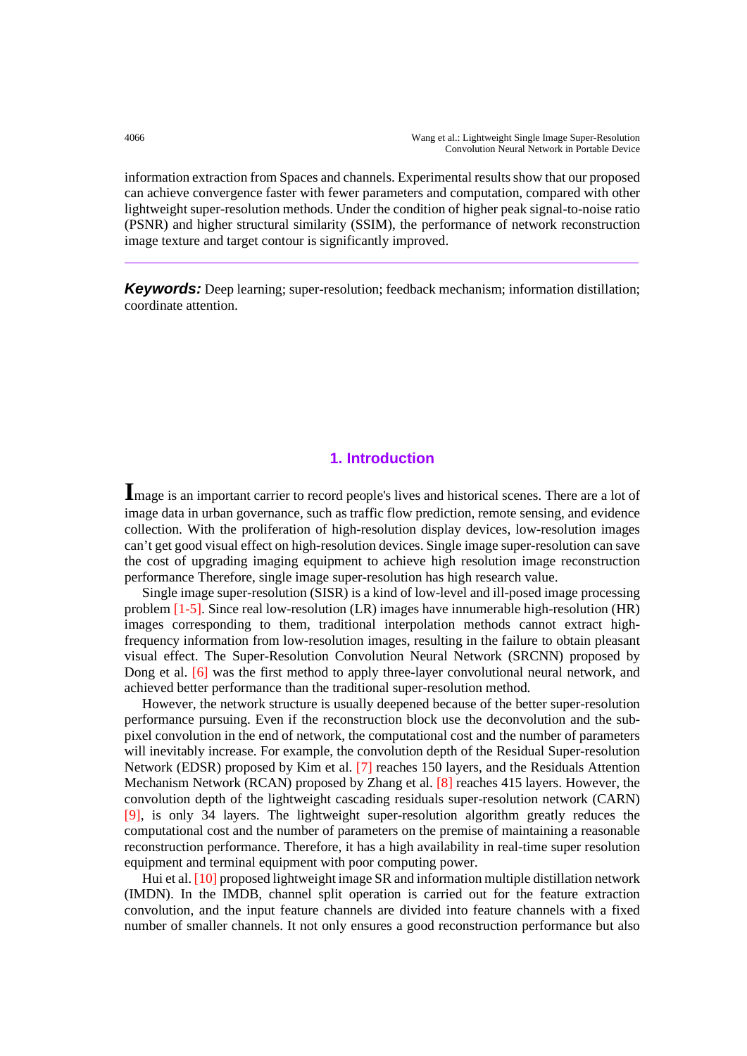information extraction from Spaces and channels. Experimental results show that our proposed can achieve convergence faster with fewer parameters and computation, compared with other lightweight super-resolution methods. Under the condition of higher peak signal-to-noise ratio (PSNR) and higher structural similarity (SSIM), the performance of network reconstruction image texture and target contour is significantly improved.

---

***Keywords:*** Deep learning; super-resolution; feedback mechanism; information distillation; coordinate attention.

## 1. Introduction

Image is an important carrier to record people's lives and historical scenes. There are a lot of image data in urban governance, such as traffic flow prediction, remote sensing, and evidence collection. With the proliferation of high-resolution display devices, low-resolution images can't get good visual effect on high-resolution devices. Single image super-resolution can save the cost of upgrading imaging equipment to achieve high resolution image reconstruction performance Therefore, single image super-resolution has high research value.

Single image super-resolution (SISR) is a kind of low-level and ill-posed image processing problem [1-5]. Since real low-resolution (LR) images have innumerable high-resolution (HR) images corresponding to them, traditional interpolation methods cannot extract high-frequency information from low-resolution images, resulting in the failure to obtain pleasant visual effect. The Super-Resolution Convolution Neural Network (SRCNN) proposed by Dong et al. [6] was the first method to apply three-layer convolutional neural network, and achieved better performance than the traditional super-resolution method.

However, the network structure is usually deepened because of the better super-resolution performance pursuing. Even if the reconstruction block use the deconvolution and the sub-pixel convolution in the end of network, the computational cost and the number of parameters will inevitably increase. For example, the convolution depth of the Residual Super-resolution Network (EDSR) proposed by Kim et al. [7] reaches 150 layers, and the Residuals Attention Mechanism Network (RCAN) proposed by Zhang et al. [8] reaches 415 layers. However, the convolution depth of the lightweight cascading residuals super-resolution network (CARN) [9], is only 34 layers. The lightweight super-resolution algorithm greatly reduces the computational cost and the number of parameters on the premise of maintaining a reasonable reconstruction performance. Therefore, it has a high availability in real-time super resolution equipment and terminal equipment with poor computing power.

Hui et al. [10] proposed lightweight image SR and information multiple distillation network (IMDN). In the IMDB, channel split operation is carried out for the feature extraction convolution, and the input feature channels are divided into feature channels with a fixed number of smaller channels. It not only ensures a good reconstruction performance but also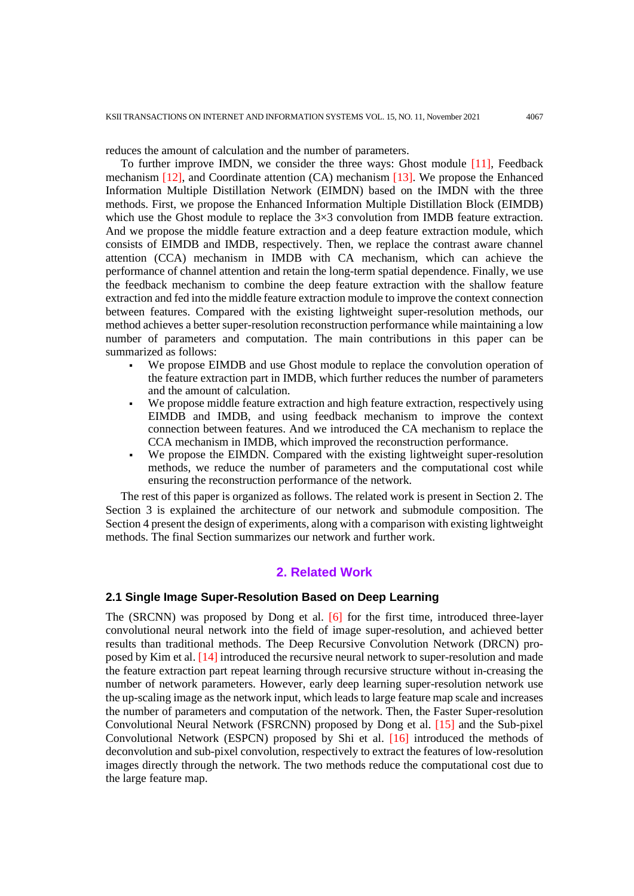reduces the amount of calculation and the number of parameters.

To further improve IMDN, we consider the three ways: Ghost module [11], Feedback mechanism [12], and Coordinate attention (CA) mechanism [13]. We propose the Enhanced Information Multiple Distillation Network (EIMDN) based on the IMDN with the three methods. First, we propose the Enhanced Information Multiple Distillation Block (EIMDB) which use the Ghost module to replace the 3×3 convolution from IMDB feature extraction. And we propose the middle feature extraction and a deep feature extraction module, which consists of EIMDB and IMDB, respectively. Then, we replace the contrast aware channel attention (CCA) mechanism in IMDB with CA mechanism, which can achieve the performance of channel attention and retain the long-term spatial dependence. Finally, we use the feedback mechanism to combine the deep feature extraction with the shallow feature extraction and fed into the middle feature extraction module to improve the context connection between features. Compared with the existing lightweight super-resolution methods, our method achieves a better super-resolution reconstruction performance while maintaining a low number of parameters and computation. The main contributions in this paper can be summarized as follows:

- We propose EIMDB and use Ghost module to replace the convolution operation of the feature extraction part in IMDB, which further reduces the number of parameters and the amount of calculation.
- We propose middle feature extraction and high feature extraction, respectively using EIMDB and IMDB, and using feedback mechanism to improve the context connection between features. And we introduced the CA mechanism to replace the CCA mechanism in IMDB, which improved the reconstruction performance.
- We propose the EIMDN. Compared with the existing lightweight super-resolution methods, we reduce the number of parameters and the computational cost while ensuring the reconstruction performance of the network.

The rest of this paper is organized as follows. The related work is present in Section 2. The Section 3 is explained the architecture of our network and submodule composition. The Section 4 present the design of experiments, along with a comparison with existing lightweight methods. The final Section summarizes our network and further work.

## 2. Related Work

### 2.1 Single Image Super-Resolution Based on Deep Learning

The (SRCNN) was proposed by Dong et al. [6] for the first time, introduced three-layer convolutional neural network into the field of image super-resolution, and achieved better results than traditional methods. The Deep Recursive Convolution Network (DRCN) proposed by Kim et al. [14] introduced the recursive neural network to super-resolution and made the feature extraction part repeat learning through recursive structure without in-creasing the number of network parameters. However, early deep learning super-resolution network use the up-scaling image as the network input, which leads to large feature map scale and increases the number of parameters and computation of the network. Then, the Faster Super-resolution Convolutional Neural Network (FSRCNN) proposed by Dong et al. [15] and the Sub-pixel Convolutional Network (ESPCN) proposed by Shi et al. [16] introduced the methods of deconvolution and sub-pixel convolution, respectively to extract the features of low-resolution images directly through the network. The two methods reduce the computational cost due to the large feature map.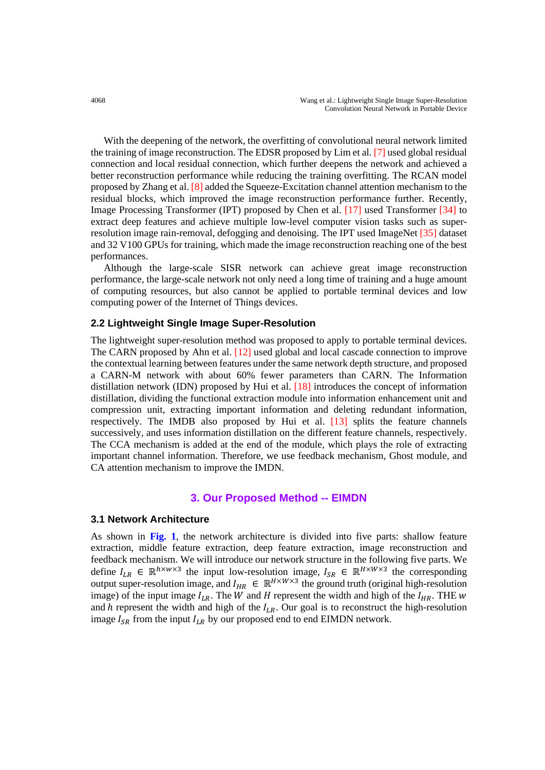With the deepening of the network, the overfitting of convolutional neural network limited the training of image reconstruction. The EDSR proposed by Lim et al. [7] used global residual connection and local residual connection, which further deepens the network and achieved a better reconstruction performance while reducing the training overfitting. The RCAN model proposed by Zhang et al. [8] added the Squeeze-Excitation channel attention mechanism to the residual blocks, which improved the image reconstruction performance further. Recently, Image Processing Transformer (IPT) proposed by Chen et al. [17] used Transformer [34] to extract deep features and achieve multiple low-level computer vision tasks such as super-resolution image rain-removal, defogging and denoising. The IPT used ImageNet [35] dataset and 32 V100 GPUs for training, which made the image reconstruction reaching one of the best performances.

Although the large-scale SISR network can achieve great image reconstruction performance, the large-scale network not only need a long time of training and a huge amount of computing resources, but also cannot be applied to portable terminal devices and low computing power of the Internet of Things devices.

### 2.2 Lightweight Single Image Super-Resolution

The lightweight super-resolution method was proposed to apply to portable terminal devices. The CARN proposed by Ahn et al. [12] used global and local cascade connection to improve the contextual learning between features under the same network depth structure, and proposed a CARN-M network with about 60% fewer parameters than CARN. The Information distillation network (IDN) proposed by Hui et al. [18] introduces the concept of information distillation, dividing the functional extraction module into information enhancement unit and compression unit, extracting important information and deleting redundant information, respectively. The IMDB also proposed by Hui et al. [13] splits the feature channels successively, and uses information distillation on the different feature channels, respectively. The CCA mechanism is added at the end of the module, which plays the role of extracting important channel information. Therefore, we use feedback mechanism, Ghost module, and CA attention mechanism to improve the IMDN.

## 3. Our Proposed Method -- EIMDN

### 3.1 Network Architecture

As shown in **Fig. 1**, the network architecture is divided into five parts: shallow feature extraction, middle feature extraction, deep feature extraction, image reconstruction and feedback mechanism. We will introduce our network structure in the following five parts. We define $I_{LR} \in \mathbb{R}^{h \times w \times 3}$ the input low-resolution image, $I_{SR} \in \mathbb{R}^{H \times W \times 3}$ the corresponding output super-resolution image, and $I_{HR} \in \mathbb{R}^{H \times W \times 3}$ the ground truth (original high-resolution image) of the input image $I_{LR}$. The $W$ and $H$ represent the width and high of the $I_{HR}$. THE $w$ and $h$ represent the width and high of the $I_{LR}$. Our goal is to reconstruct the high-resolution image $I_{SR}$ from the input $I_{LR}$ by our proposed end to end EIMDN network.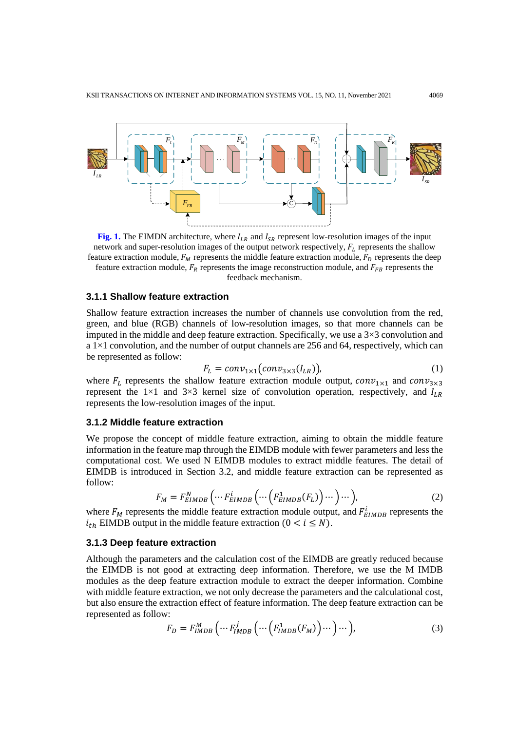**Fig. 1.** The EIMDN architecture, where $I_{LR}$ and $I_{SR}$ represent low-resolution images of the input network and super-resolution images of the output network respectively, $F_L$ represents the shallow feature extraction module, $F_M$ represents the middle feature extraction module, $F_D$ represents the deep feature extraction module, $F_R$ represents the image reconstruction module, and $F_{FB}$ represents the feedback mechanism.

### 3.1.1 Shallow feature extraction

Shallow feature extraction increases the number of channels use convolution from the red, green, and blue (RGB) channels of low-resolution images, so that more channels can be imputed in the middle and deep feature extraction. Specifically, we use a 3×3 convolution and a 1×1 convolution, and the number of output channels are 256 and 64, respectively, which can be represented as follow:

$$F_L = conv_{1\times1}(conv_{3\times3}(I_{LR})), \tag{1}$$

where $F_L$ represents the shallow feature extraction module output, $conv_{1\times1}$ and $conv_{3\times3}$ represent the 1×1 and 3×3 kernel size of convolution operation, respectively, and $I_{LR}$ represents the low-resolution images of the input.

### 3.1.2 Middle feature extraction

We propose the concept of middle feature extraction, aiming to obtain the middle feature information in the feature map through the EIMDB module with fewer parameters and less the computational cost. We used N EIMDB modules to extract middle features. The detail of EIMDB is introduced in Section 3.2, and middle feature extraction can be represented as follow:

$$F_M = F_{EIMDB}^{N}\left(\cdots F_{EIMDB}^{i}\left(\cdots\left(F_{EIMDB}^{1}(F_L)\right)\cdots\right)\cdots\right), \tag{2}$$

where $F_M$ represents the middle feature extraction module output, and $F_{EIMDB}^{i}$ represents the $i_{th}$ EIMDB output in the middle feature extraction $(0 < i \leq N)$.

### 3.1.3 Deep feature extraction

Although the parameters and the calculation cost of the EIMDB are greatly reduced because the EIMDB is not good at extracting deep information. Therefore, we use the M IMDB modules as the deep feature extraction module to extract the deeper information. Combine with middle feature extraction, we not only decrease the parameters and the calculational cost, but also ensure the extraction effect of feature information. The deep feature extraction can be represented as follow:

$$F_D = F_{IMDB}^{M}\left(\cdots F_{IMDB}^{j}\left(\cdots\left(F_{IMDB}^{1}(F_M)\right)\cdots\right)\cdots\right), \tag{3}$$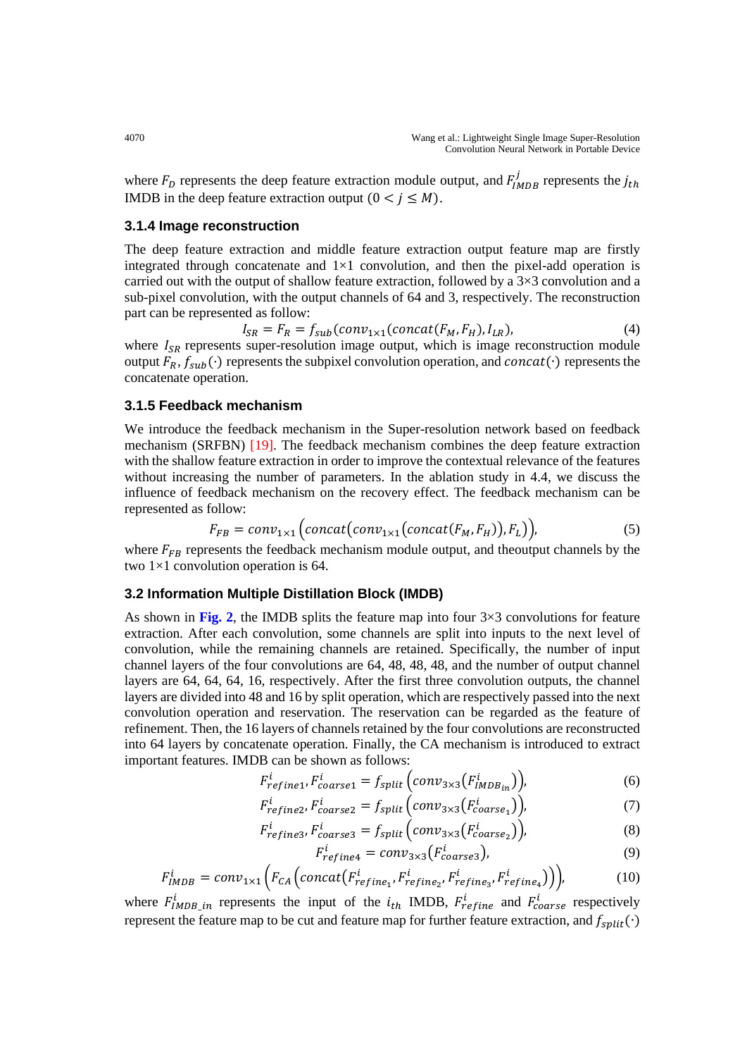where $F_D$ represents the deep feature extraction module output, and $F_{IMDB}^{j}$ represents the $j_{th}$ IMDB in the deep feature extraction output $(0 < j \leq M)$.

### 3.1.4 Image reconstruction

The deep feature extraction and middle feature extraction output feature map are firstly integrated through concatenate and 1×1 convolution, and then the pixel-add operation is carried out with the output of shallow feature extraction, followed by a 3×3 convolution and a sub-pixel convolution, with the output channels of 64 and 3, respectively. The reconstruction part can be represented as follow:

$$I_{SR} = F_R = f_{sub}(conv_{1\times1}(concat(F_M, F_H), I_{LR}), \tag{4}$$

where $I_{SR}$ represents super-resolution image output, which is image reconstruction module output $F_R$, $f_{sub}(\cdot)$ represents the subpixel convolution operation, and $concat(\cdot)$ represents the concatenate operation.

### 3.1.5 Feedback mechanism

We introduce the feedback mechanism in the Super-resolution network based on feedback mechanism (SRFBN) [19]. The feedback mechanism combines the deep feature extraction with the shallow feature extraction in order to improve the contextual relevance of the features without increasing the number of parameters. In the ablation study in 4.4, we discuss the influence of feedback mechanism on the recovery effect. The feedback mechanism can be represented as follow:

$$F_{FB} = conv_{1\times1}\left(concat\left(conv_{1\times1}\left(concat(F_M, F_H)\right), F_L\right)\right), \tag{5}$$

where $F_{FB}$ represents the feedback mechanism module output, and theoutput channels by the two 1×1 convolution operation is 64.

## 3.2 Information Multiple Distillation Block (IMDB)

As shown in **Fig. 2**, the IMDB splits the feature map into four 3×3 convolutions for feature extraction. After each convolution, some channels are split into inputs to the next level of convolution, while the remaining channels are retained. Specifically, the number of input channel layers of the four convolutions are 64, 48, 48, 48, and the number of output channel layers are 64, 64, 64, 16, respectively. After the first three convolution outputs, the channel layers are divided into 48 and 16 by split operation, which are respectively passed into the next convolution operation and reservation. The reservation can be regarded as the feature of refinement. Then, the 16 layers of channels retained by the four convolutions are reconstructed into 64 layers by concatenate operation. Finally, the CA mechanism is introduced to extract important features. IMDB can be shown as follows:

$$F_{refine1}^{i}, F_{coarse1}^{i} = f_{split}\left(conv_{3\times3}\left(F_{IMDB_{in}}^{i}\right)\right), \tag{6}$$

$$F_{refine2}^{i}, F_{coarse2}^{i} = f_{split}\left(conv_{3\times3}\left(F_{coarse_1}^{i}\right)\right), \tag{7}$$

$$F_{refine3}^{i}, F_{coarse3}^{i} = f_{split}\left(conv_{3\times3}\left(F_{coarse_2}^{i}\right)\right), \tag{8}$$

$$F_{refine4}^{i} = conv_{3\times3}\left(F_{coarse3}^{i}\right), \tag{9}$$

$$F_{IMDB}^{i} = conv_{1\times1}\left(F_{CA}\left(concat\left(F_{refine_1}^{i}, F_{refine_2}^{i}, F_{refine_3}^{i}, F_{refine_4}^{i}\right)\right)\right), \tag{10}$$

where $F_{IMDB\_in}^{i}$ represents the input of the $i_{th}$ IMDB, $F_{refine}^{i}$ and $F_{coarse}^{i}$ respectively represent the feature map to be cut and feature map for further feature extraction, and $f_{split}(\cdot)$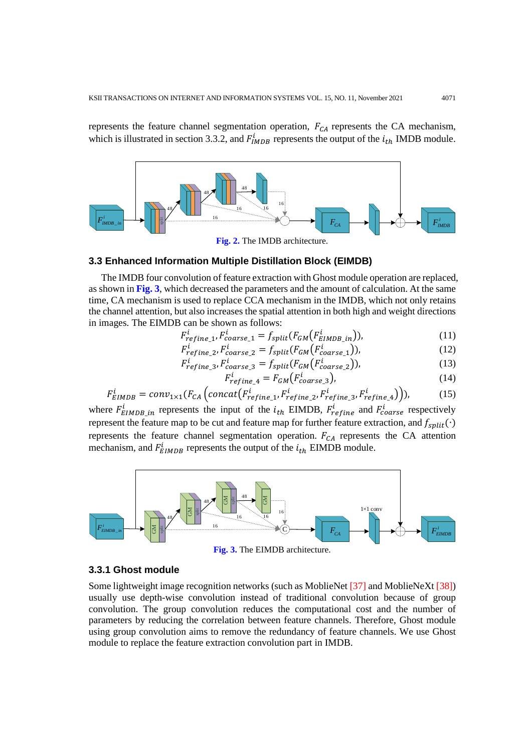represents the feature channel segmentation operation, $F_{CA}$ represents the CA mechanism, which is illustrated in section 3.3.2, and $F^{i}_{IMDB}$ represents the output of the $i_{th}$ IMDB module.

**Fig. 2.** The IMDB architecture.

### 3.3 Enhanced Information Multiple Distillation Block (EIMDB)

The IMDB four convolution of feature extraction with Ghost module operation are replaced, as shown in **Fig. 3**, which decreased the parameters and the amount of calculation. At the same time, CA mechanism is used to replace CCA mechanism in the IMDB, which not only retains the channel attention, but also increases the spatial attention in both high and weight directions in images. The EIMDB can be shown as follows:

$$F^{i}_{refine\_1}, F^{i}_{coarse\_1} = f_{split}(F_{GM}(F^{i}_{EIMDB\_in})), \tag{11}$$

$$F^{i}_{refine\_2}, F^{i}_{coarse\_2} = f_{split}(F_{GM}(F^{i}_{coarse\_1})), \tag{12}$$

$$F^{i}_{refine\_3}, F^{i}_{coarse\_3} = f_{split}(F_{GM}(F^{i}_{coarse\_2})), \tag{13}$$

$$F^{i}_{refine\_4} = F_{GM}(F^{i}_{coarse\_3}), \tag{14}$$

$$F^{i}_{EIMDB} = conv_{1\times1}(F_{CA}\left(concat\left(F^{i}_{refine\_1}, F^{i}_{refine\_2}, F^{i}_{refine\_3}, F^{i}_{refine\_4}\right)\right)), \tag{15}$$

where $F^{i}_{EIMDB\_in}$ represents the input of the $i_{th}$ EIMDB, $F^{i}_{refine}$ and $F^{i}_{coarse}$ respectively represent the feature map to be cut and feature map for further feature extraction, and $f_{split}(\cdot)$ represents the feature channel segmentation operation. $F_{CA}$ represents the CA attention mechanism, and $F^{i}_{EIMDB}$ represents the output of the $i_{th}$ EIMDB module.

**Fig. 3.** The EIMDB architecture.

#### 3.3.1 Ghost module

Some lightweight image recognition networks (such as MoblieNet [37] and MoblieNeXt [38]) usually use depth-wise convolution instead of traditional convolution because of group convolution. The group convolution reduces the computational cost and the number of parameters by reducing the correlation between feature channels. Therefore, Ghost module using group convolution aims to remove the redundancy of feature channels. We use Ghost module to replace the feature extraction convolution part in IMDB.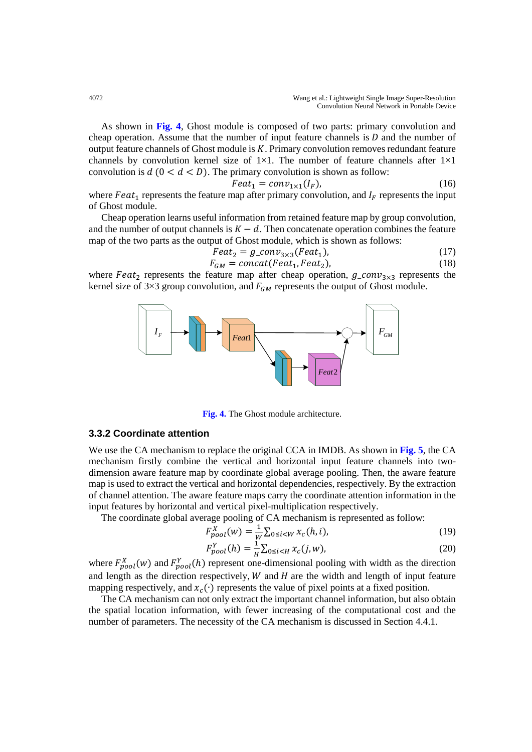As shown in **Fig. 4**, Ghost module is composed of two parts: primary convolution and cheap operation. Assume that the number of input feature channels is $D$ and the number of output feature channels of Ghost module is $K$. Primary convolution removes redundant feature channels by convolution kernel size of 1×1. The number of feature channels after 1×1 convolution is $d$ $(0 < d < D)$. The primary convolution is shown as follow:

$$Feat_1 = conv_{1\times1}(I_F), \tag{16}$$

where $Feat_1$ represents the feature map after primary convolution, and $I_F$ represents the input of Ghost module.

Cheap operation learns useful information from retained feature map by group convolution, and the number of output channels is $K - d$. Then concatenate operation combines the feature map of the two parts as the output of Ghost module, which is shown as follows:

$$Feat_2 = g\_conv_{3\times3}(Feat_1), \tag{17}$$

$$F_{GM} = concat(Feat_1, Feat_2), \tag{18}$$

where $Feat_2$ represents the feature map after cheap operation, $g\_conv_{3\times3}$ represents the kernel size of 3×3 group convolution, and $F_{GM}$ represents the output of Ghost module.

**Fig. 4.** The Ghost module architecture.

### 3.3.2 Coordinate attention

We use the CA mechanism to replace the original CCA in IMDB. As shown in **Fig. 5**, the CA mechanism firstly combine the vertical and horizontal input feature channels into two-dimension aware feature map by coordinate global average pooling. Then, the aware feature map is used to extract the vertical and horizontal dependencies, respectively. By the extraction of channel attention. The aware feature maps carry the coordinate attention information in the input features by horizontal and vertical pixel-multiplication respectively.

The coordinate global average pooling of CA mechanism is represented as follow:

$$F_{pool}^{X}(w) = \frac{1}{W}\sum_{0\le i<W} x_c(h,i), \tag{19}$$

$$F_{pool}^{Y}(h) = \frac{1}{H}\sum_{0\le i<H} x_c(j,w), \tag{20}$$

where $F_{pool}^{X}(w)$ and $F_{pool}^{Y}(h)$ represent one-dimensional pooling with width as the direction and length as the direction respectively, $W$ and $H$ are the width and length of input feature mapping respectively, and $x_c(\cdot)$ represents the value of pixel points at a fixed position.

The CA mechanism can not only extract the important channel information, but also obtain the spatial location information, with fewer increasing of the computational cost and the number of parameters. The necessity of the CA mechanism is discussed in Section 4.4.1.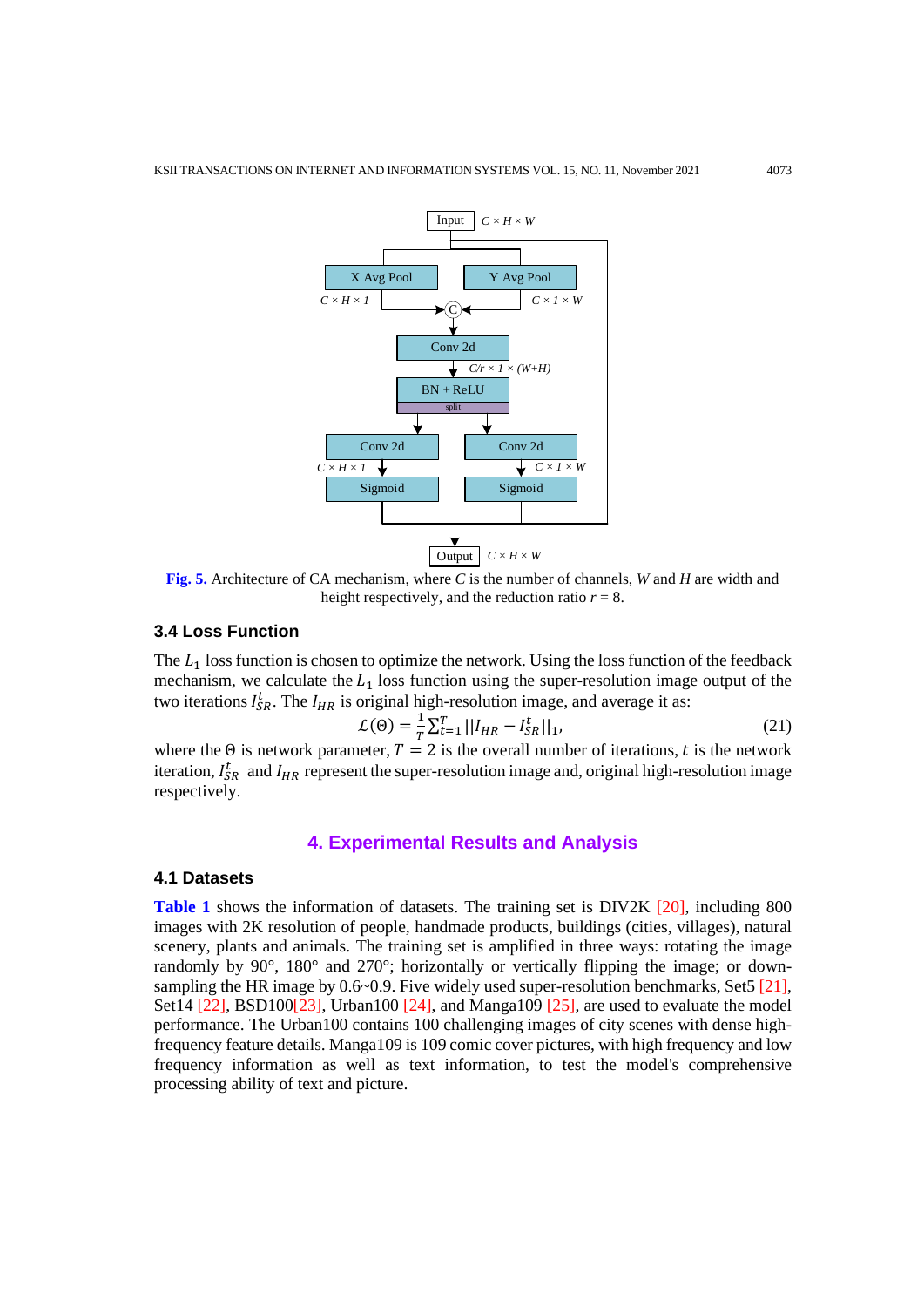Fig. 5. Architecture of CA mechanism, where $C$ is the number of channels, $W$ and $H$ are width and height respectively, and the reduction ratio $r = 8$.

### 3.4 Loss Function

The $L_1$ loss function is chosen to optimize the network. Using the loss function of the feedback mechanism, we calculate the $L_1$ loss function using the super-resolution image output of the two iterations $I_{SR}^t$. The $I_{HR}$ is original high-resolution image, and average it as:

$$\mathcal{L}(\Theta) = \frac{1}{T}\sum_{t=1}^{T} ||I_{HR} - I_{SR}^t||_1, \tag{21}$$

where the $\Theta$ is network parameter, $T = 2$ is the overall number of iterations, $t$ is the network iteration, $I_{SR}^t$ and $I_{HR}$ represent the super-resolution image and, original high-resolution image respectively.

## 4. Experimental Results and Analysis

### 4.1 Datasets

Table 1 shows the information of datasets. The training set is DIV2K [20], including 800 images with 2K resolution of people, handmade products, buildings (cities, villages), natural scenery, plants and animals. The training set is amplified in three ways: rotating the image randomly by 90°, 180° and 270°; horizontally or vertically flipping the image; or down-sampling the HR image by 0.6~0.9. Five widely used super-resolution benchmarks, Set5 [21], Set14 [22], BSD100[23], Urban100 [24], and Manga109 [25], are used to evaluate the model performance. The Urban100 contains 100 challenging images of city scenes with dense high-frequency feature details. Manga109 is 109 comic cover pictures, with high frequency and low frequency information as well as text information, to test the model's comprehensive processing ability of text and picture.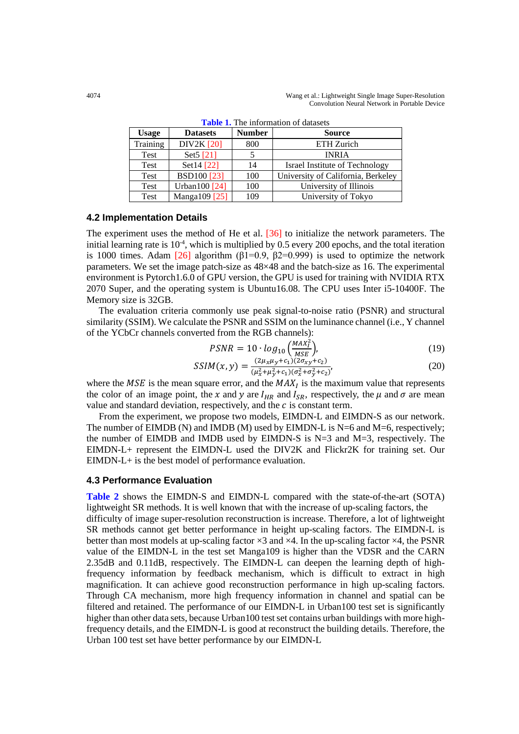**Table 1.** The information of datasets

| Usage | Datasets | Number | Source |
|---|---|---|---|
| Training | DIV2K [20] | 800 | ETH Zurich |
| Test | Set5 [21] | 5 | INRIA |
| Test | Set14 [22] | 14 | Israel Institute of Technology |
| Test | BSD100 [23] | 100 | University of California, Berkeley |
| Test | Urban100 [24] | 100 | University of Illinois |
| Test | Manga109 [25] | 109 | University of Tokyo |

### 4.2 Implementation Details

The experiment uses the method of He et al. [36] to initialize the network parameters. The initial learning rate is $10^{-4}$, which is multiplied by 0.5 every 200 epochs, and the total iteration is 1000 times. Adam [26] algorithm (β1=0.9, β2=0.999) is used to optimize the network parameters. We set the image patch-size as 48×48 and the batch-size as 16. The experimental environment is Pytorch1.6.0 of GPU version, the GPU is used for training with NVIDIA RTX 2070 Super, and the operating system is Ubuntu16.08. The CPU uses Inter i5-10400F. The Memory size is 32GB.

The evaluation criteria commonly use peak signal-to-noise ratio (PSNR) and structural similarity (SSIM). We calculate the PSNR and SSIM on the luminance channel (i.e., Y channel of the YCbCr channels converted from the RGB channels):

$$PSNR = 10 \cdot log_{10}\left(\frac{MAX_I^2}{MSE}\right), \tag{19}$$

$$SSIM(x, y) = \frac{(2\mu_x\mu_y + c_1)(2\sigma_{xy} + c_2)}{(\mu_x^2 + \mu_y^2 + c_1)(\sigma_x^2 + \sigma_y^2 + c_2)}, \tag{20}$$

where the $MSE$ is the mean square error, and the $MAX_I$ is the maximum value that represents the color of an image point, the $x$ and $y$ are $I_{HR}$ and $I_{SR}$, respectively, the $\mu$ and $\sigma$ are mean value and standard deviation, respectively, and the $c$ is constant term.

From the experiment, we propose two models, EIMDN-L and EIMDN-S as our network. The number of EIMDB (N) and IMDB (M) used by EIMDN-L is N=6 and M=6, respectively; the number of EIMDB and IMDB used by EIMDN-S is N=3 and M=3, respectively. The EIMDN-L+ represent the EIMDN-L used the DIV2K and Flickr2K for training set. Our EIMDN-L+ is the best model of performance evaluation.

### 4.3 Performance Evaluation

**Table 2** shows the EIMDN-S and EIMDN-L compared with the state-of-the-art (SOTA) lightweight SR methods. It is well known that with the increase of up-scaling factors, the difficulty of image super-resolution reconstruction is increase. Therefore, a lot of lightweight SR methods cannot get better performance in height up-scaling factors. The EIMDN-L is better than most models at up-scaling factor ×3 and ×4. In the up-scaling factor ×4, the PSNR value of the EIMDN-L in the test set Manga109 is higher than the VDSR and the CARN 2.35dB and 0.11dB, respectively. The EIMDN-L can deepen the learning depth of high-frequency information by feedback mechanism, which is difficult to extract in high magnification. It can achieve good reconstruction performance in high up-scaling factors. Through CA mechanism, more high frequency information in channel and spatial can be filtered and retained. The performance of our EIMDN-L in Urban100 test set is significantly higher than other data sets, because Urban100 test set contains urban buildings with more high-frequency details, and the EIMDN-L is good at reconstruct the building details. Therefore, the Urban 100 test set have better performance by our EIMDN-L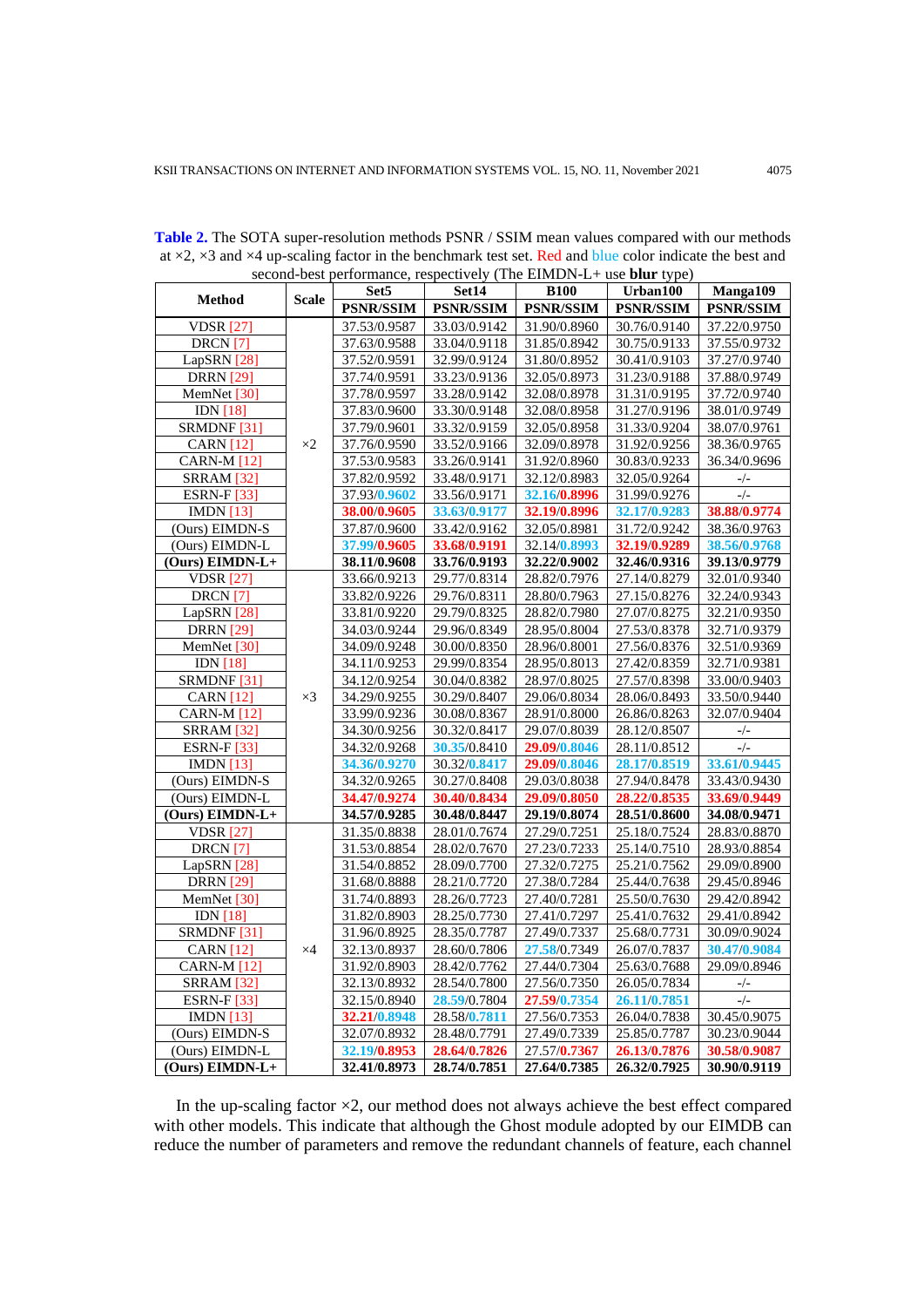**Table 2.** The SOTA super-resolution methods PSNR / SSIM mean values compared with our methods at ×2, ×3 and ×4 up-scaling factor in the benchmark test set. Red and blue color indicate the best and second-best performance, respectively (The EIMDN-L+ use **blur** type)

| Method | Scale | Set5 | Set14 | B100 | Urban100 | Manga109 |
|---|---|---|---|---|---|---|
| | | PSNR/SSIM | PSNR/SSIM | PSNR/SSIM | PSNR/SSIM | PSNR/SSIM |
| VDSR [27] | ×2 | 37.53/0.9587 | 33.03/0.9142 | 31.90/0.8960 | 30.76/0.9140 | 37.22/0.9750 |
| DRCN [7] | | 37.63/0.9588 | 33.04/0.9118 | 31.85/0.8942 | 30.75/0.9133 | 37.55/0.9732 |
| LapSRN [28] | | 37.52/0.9591 | 32.99/0.9124 | 31.80/0.8952 | 30.41/0.9103 | 37.27/0.9740 |
| DRRN [29] | | 37.74/0.9591 | 33.23/0.9136 | 32.05/0.8973 | 31.23/0.9188 | 37.88/0.9749 |
| MemNet [30] | | 37.78/0.9597 | 33.28/0.9142 | 32.08/0.8978 | 31.31/0.9195 | 37.72/0.9740 |
| IDN [18] | | 37.83/0.9600 | 33.30/0.9148 | 32.08/0.8958 | 31.27/0.9196 | 38.01/0.9749 |
| SRMDNF [31] | | 37.79/0.9601 | 33.32/0.9159 | 32.05/0.8958 | 31.33/0.9204 | 38.07/0.9761 |
| CARN [12] | | 37.76/0.9590 | 33.52/0.9166 | 32.09/0.8978 | 31.92/0.9256 | 38.36/0.9765 |
| CARN-M [12] | | 37.53/0.9583 | 33.26/0.9141 | 31.92/0.8960 | 30.83/0.9233 | 36.34/0.9696 |
| SRRAM [32] | | 37.82/0.9592 | 33.48/0.9171 | 32.12/0.8983 | 32.05/0.9264 | -/- |
| ESRN-F [33] | | 37.93/0.9602 | 33.56/0.9171 | 32.16/0.8996 | 31.99/0.9276 | -/- |
| IMDN [13] | | 38.00/0.9605 | 33.63/0.9177 | 32.19/0.8996 | 32.17/0.9283 | 38.88/0.9774 |
| (Ours) EIMDN-S | | 37.87/0.9600 | 33.42/0.9162 | 32.05/0.8981 | 31.72/0.9242 | 38.36/0.9763 |
| (Ours) EIMDN-L | | 37.99/0.9605 | 33.68/0.9191 | 32.14/0.8993 | 32.19/0.9289 | 38.56/0.9768 |
| **(Ours) EIMDN-L+** | | **38.11/0.9608** | **33.76/0.9193** | **32.22/0.9002** | **32.46/0.9316** | **39.13/0.9779** |
| VDSR [27] | ×3 | 33.66/0.9213 | 29.77/0.8314 | 28.82/0.7976 | 27.14/0.8279 | 32.01/0.9340 |
| DRCN [7] | | 33.82/0.9226 | 29.76/0.8311 | 28.80/0.7963 | 27.15/0.8276 | 32.24/0.9343 |
| LapSRN [28] | | 33.81/0.9220 | 29.79/0.8325 | 28.82/0.7980 | 27.07/0.8275 | 32.21/0.9350 |
| DRRN [29] | | 34.03/0.9244 | 29.96/0.8349 | 28.95/0.8004 | 27.53/0.8378 | 32.71/0.9379 |
| MemNet [30] | | 34.09/0.9248 | 30.00/0.8350 | 28.96/0.8001 | 27.56/0.8376 | 32.51/0.9369 |
| IDN [18] | | 34.11/0.9253 | 29.99/0.8354 | 28.95/0.8013 | 27.42/0.8359 | 32.71/0.9381 |
| SRMDNF [31] | | 34.12/0.9254 | 30.04/0.8382 | 28.97/0.8025 | 27.57/0.8398 | 33.00/0.9403 |
| CARN [12] | | 34.29/0.9255 | 30.29/0.8407 | 29.06/0.8034 | 28.06/0.8493 | 33.50/0.9440 |
| CARN-M [12] | | 33.99/0.9236 | 30.08/0.8367 | 28.91/0.8000 | 26.86/0.8263 | 32.07/0.9404 |
| SRRAM [32] | | 34.30/0.9256 | 30.32/0.8417 | 29.07/0.8039 | 28.12/0.8507 | -/- |
| ESRN-F [33] | | 34.32/0.9268 | 30.35/0.8410 | 29.09/0.8046 | 28.11/0.8512 | -/- |
| IMDN [13] | | 34.36/0.9270 | 30.32/0.8417 | 29.09/0.8046 | 28.17/0.8519 | 33.61/0.9445 |
| (Ours) EIMDN-S | | 34.32/0.9265 | 30.27/0.8408 | 29.03/0.8038 | 27.94/0.8478 | 33.43/0.9430 |
| (Ours) EIMDN-L | | 34.47/0.9274 | 30.40/0.8434 | 29.09/0.8050 | 28.22/0.8535 | 33.69/0.9449 |
| **(Ours) EIMDN-L+** | | **34.57/0.9285** | **30.48/0.8447** | **29.19/0.8074** | **28.51/0.8600** | **34.08/0.9471** |
| VDSR [27] | ×4 | 31.35/0.8838 | 28.01/0.7674 | 27.29/0.7251 | 25.18/0.7524 | 28.83/0.8870 |
| DRCN [7] | | 31.53/0.8854 | 28.02/0.7670 | 27.23/0.7233 | 25.14/0.7510 | 28.93/0.8854 |
| LapSRN [28] | | 31.54/0.8852 | 28.09/0.7700 | 27.32/0.7275 | 25.21/0.7562 | 29.09/0.8900 |
| DRRN [29] | | 31.68/0.8888 | 28.21/0.7720 | 27.38/0.7284 | 25.44/0.7638 | 29.45/0.8946 |
| MemNet [30] | | 31.74/0.8893 | 28.26/0.7723 | 27.40/0.7281 | 25.50/0.7630 | 29.42/0.8942 |
| IDN [18] | | 31.82/0.8903 | 28.25/0.7730 | 27.41/0.7297 | 25.41/0.7632 | 29.41/0.8942 |
| SRMDNF [31] | | 31.96/0.8925 | 28.35/0.7787 | 27.49/0.7337 | 25.68/0.7731 | 30.09/0.9024 |
| CARN [12] | | 32.13/0.8937 | 28.60/0.7806 | 27.58/0.7349 | 26.07/0.7837 | 30.47/0.9084 |
| CARN-M [12] | | 31.92/0.8903 | 28.42/0.7762 | 27.44/0.7304 | 25.63/0.7688 | 29.09/0.8946 |
| SRRAM [32] | | 32.13/0.8932 | 28.54/0.7800 | 27.56/0.7350 | 26.05/0.7834 | -/- |
| ESRN-F [33] | | 32.15/0.8940 | 28.59/0.7804 | 27.59/0.7354 | 26.11/0.7851 | -/- |
| IMDN [13] | | 32.21/0.8948 | 28.58/0.7811 | 27.56/0.7353 | 26.04/0.7838 | 30.45/0.9075 |
| (Ours) EIMDN-S | | 32.07/0.8932 | 28.48/0.7791 | 27.49/0.7339 | 25.85/0.7787 | 30.23/0.9044 |
| (Ours) EIMDN-L | | 32.19/0.8953 | 28.64/0.7826 | 27.57/0.7367 | 26.13/0.7876 | 30.58/0.9087 |
| **(Ours) EIMDN-L+** | | **32.41/0.8973** | **28.74/0.7851** | **27.64/0.7385** | **26.32/0.7925** | **30.90/0.9119** |

In the up-scaling factor ×2, our method does not always achieve the best effect compared with other models. This indicate that although the Ghost module adopted by our EIMDB can reduce the number of parameters and remove the redundant channels of feature, each channel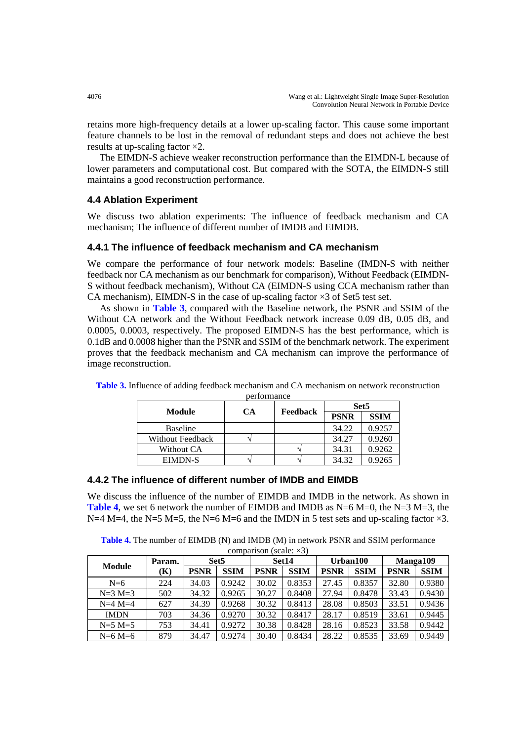retains more high-frequency details at a lower up-scaling factor. This cause some important feature channels to be lost in the removal of redundant steps and does not achieve the best results at up-scaling factor ×2.

The EIMDN-S achieve weaker reconstruction performance than the EIMDN-L because of lower parameters and computational cost. But compared with the SOTA, the EIMDN-S still maintains a good reconstruction performance.

### 4.4 Ablation Experiment

We discuss two ablation experiments: The influence of feedback mechanism and CA mechanism; The influence of different number of IMDB and EIMDB.

#### 4.4.1 The influence of feedback mechanism and CA mechanism

We compare the performance of four network models: Baseline (IMDN-S with neither feedback nor CA mechanism as our benchmark for comparison), Without Feedback (EIMDN-S without feedback mechanism), Without CA (EIMDN-S using CCA mechanism rather than CA mechanism), EIMDN-S in the case of up-scaling factor ×3 of Set5 test set.

As shown in **Table 3**, compared with the Baseline network, the PSNR and SSIM of the Without CA network and the Without Feedback network increase 0.09 dB, 0.05 dB, and 0.0005, 0.0003, respectively. The proposed EIMDN-S has the best performance, which is 0.1dB and 0.0008 higher than the PSNR and SSIM of the benchmark network. The experiment proves that the feedback mechanism and CA mechanism can improve the performance of image reconstruction.

**Table 3.** Influence of adding feedback mechanism and CA mechanism on network reconstruction performance

| Module | CA | Feedback | Set5 | |
|---|---|---|---|---|
| | | | PSNR | SSIM |
| Baseline | | | 34.22 | 0.9257 |
| Without Feedback | √ | | 34.27 | 0.9260 |
| Without CA | | √ | 34.31 | 0.9262 |
| EIMDN-S | √ | √ | 34.32 | 0.9265 |

#### 4.4.2 The influence of different number of IMDB and EIMDB

We discuss the influence of the number of EIMDB and IMDB in the network. As shown in **Table 4**, we set 6 network the number of EIMDB and IMDB as N=6 M=0, the N=3 M=3, the N=4 M=4, the N=5 M=5, the N=6 M=6 and the IMDN in 5 test sets and up-scaling factor ×3.

**Table 4.** The number of EIMDB (N) and IMDB (M) in network PSNR and SSIM performance comparison (scale: ×3)

| Module | Param. (K) | Set5 | | Set14 | | Urban100 | | Manga109 | |
|---|---|---|---|---|---|---|---|---|---|
| | | PSNR | SSIM | PSNR | SSIM | PSNR | SSIM | PSNR | SSIM |
| N=6 | 224 | 34.03 | 0.9242 | 30.02 | 0.8353 | 27.45 | 0.8357 | 32.80 | 0.9380 |
| N=3 M=3 | 502 | 34.32 | 0.9265 | 30.27 | 0.8408 | 27.94 | 0.8478 | 33.43 | 0.9430 |
| N=4 M=4 | 627 | 34.39 | 0.9268 | 30.32 | 0.8413 | 28.08 | 0.8503 | 33.51 | 0.9436 |
| IMDN | 703 | 34.36 | 0.9270 | 30.32 | 0.8417 | 28.17 | 0.8519 | 33.61 | 0.9445 |
| N=5 M=5 | 753 | 34.41 | 0.9272 | 30.38 | 0.8428 | 28.16 | 0.8523 | 33.58 | 0.9442 |
| N=6 M=6 | 879 | 34.47 | 0.9274 | 30.40 | 0.8434 | 28.22 | 0.8535 | 33.69 | 0.9449 |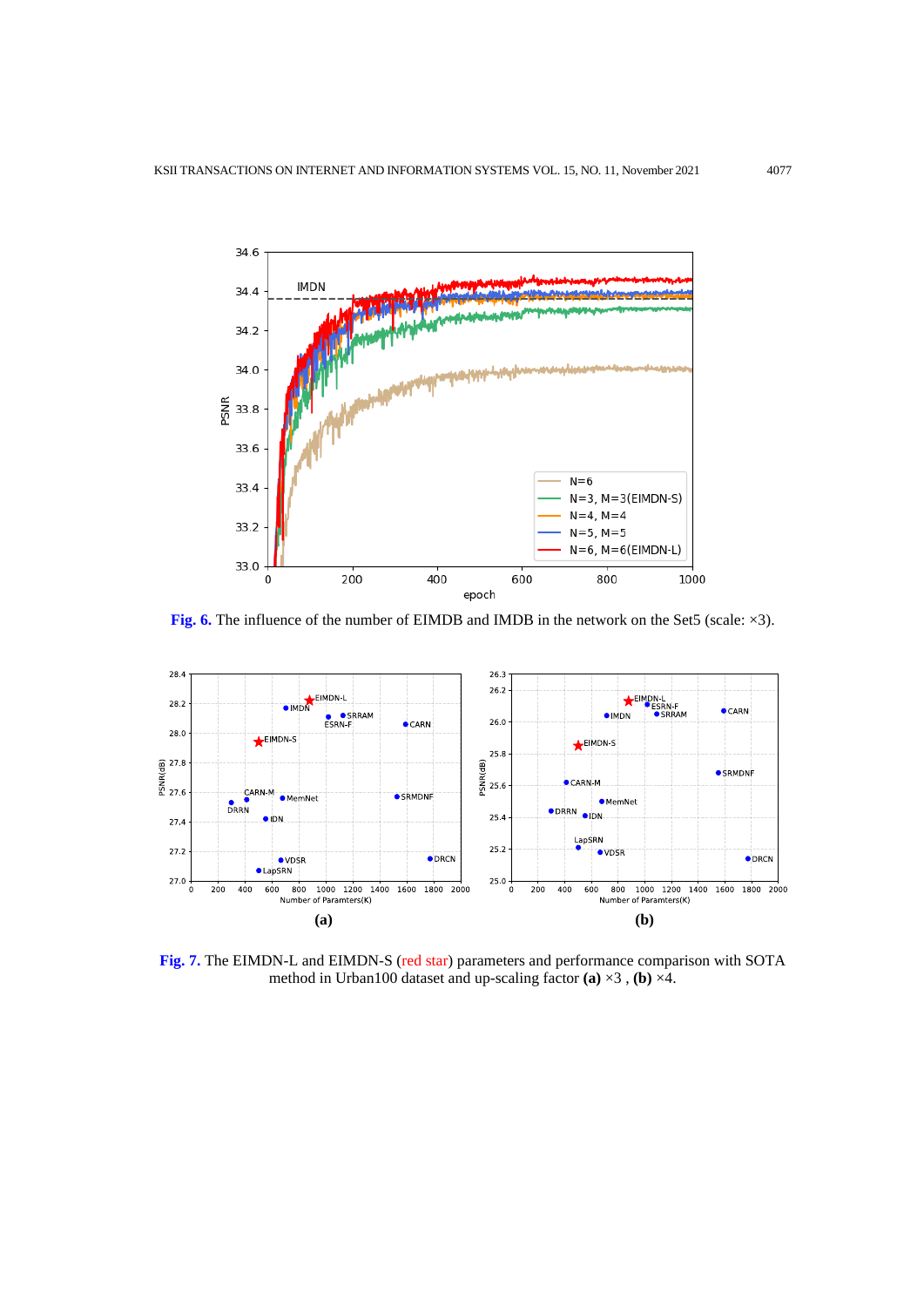**Fig. 6.** The influence of the number of EIMDB and IMDB in the network on the Set5 (scale: ×3).

**Fig. 7.** The EIMDN-L and EIMDN-S (red star) parameters and performance comparison with SOTA method in Urban100 dataset and up-scaling factor **(a)** ×3 , **(b)** ×4.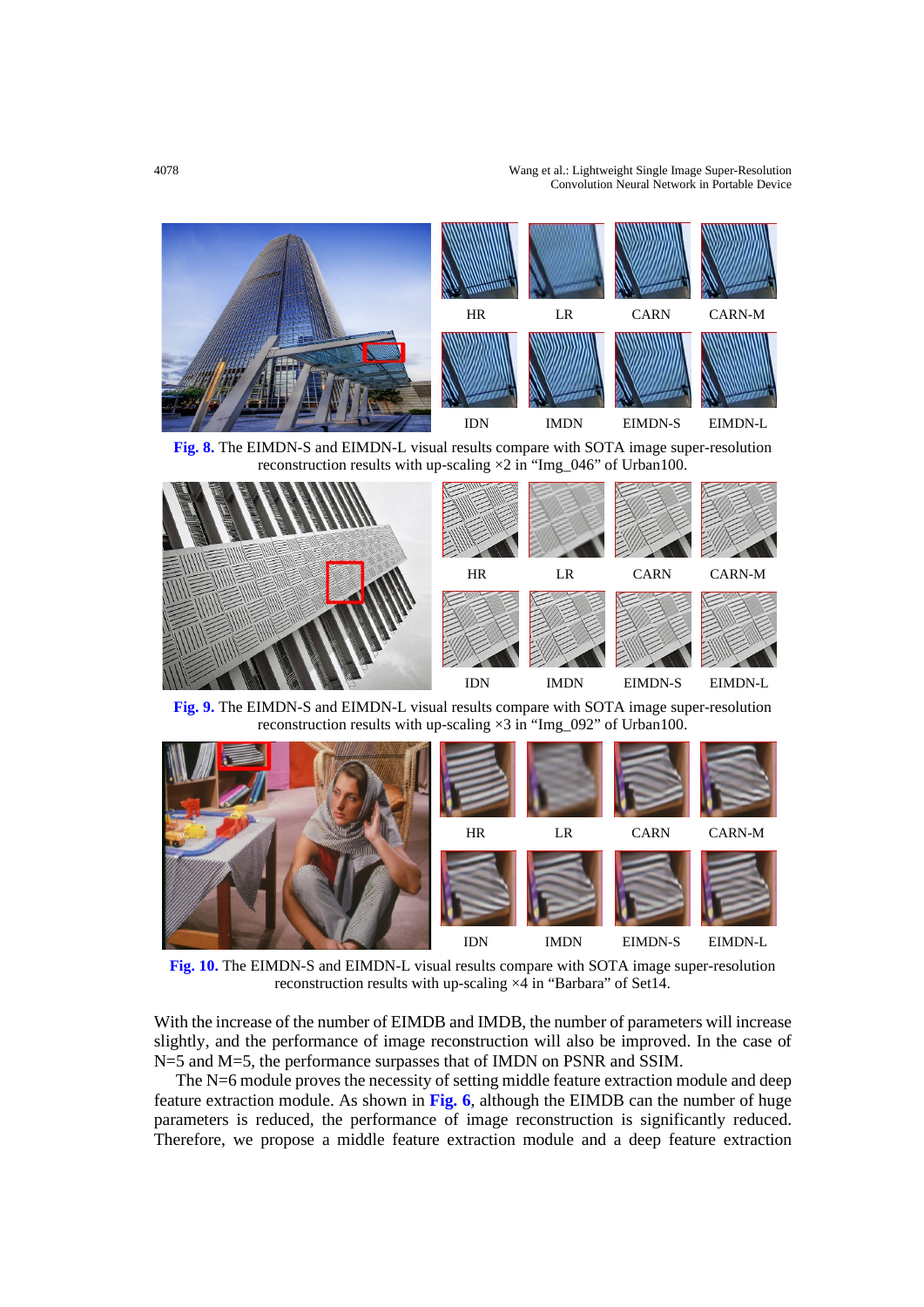HR LR CARN CARN-M

IDN IMDN EIMDN-S EIMDN-L

**Fig. 8.** The EIMDN-S and EIMDN-L visual results compare with SOTA image super-resolution reconstruction results with up-scaling ×2 in “Img_046” of Urban100.

HR LR CARN CARN-M

IDN IMDN EIMDN-S EIMDN-L

**Fig. 9.** The EIMDN-S and EIMDN-L visual results compare with SOTA image super-resolution reconstruction results with up-scaling ×3 in “Img_092” of Urban100.

HR LR CARN CARN-M

IDN IMDN EIMDN-S EIMDN-L

**Fig. 10.** The EIMDN-S and EIMDN-L visual results compare with SOTA image super-resolution reconstruction results with up-scaling ×4 in “Barbara” of Set14.

With the increase of the number of EIMDB and IMDB, the number of parameters will increase slightly, and the performance of image reconstruction will also be improved. In the case of N=5 and M=5, the performance surpasses that of IMDN on PSNR and SSIM.

The N=6 module proves the necessity of setting middle feature extraction module and deep feature extraction module. As shown in **Fig. 6**, although the EIMDB can the number of huge parameters is reduced, the performance of image reconstruction is significantly reduced. Therefore, we propose a middle feature extraction module and a deep feature extraction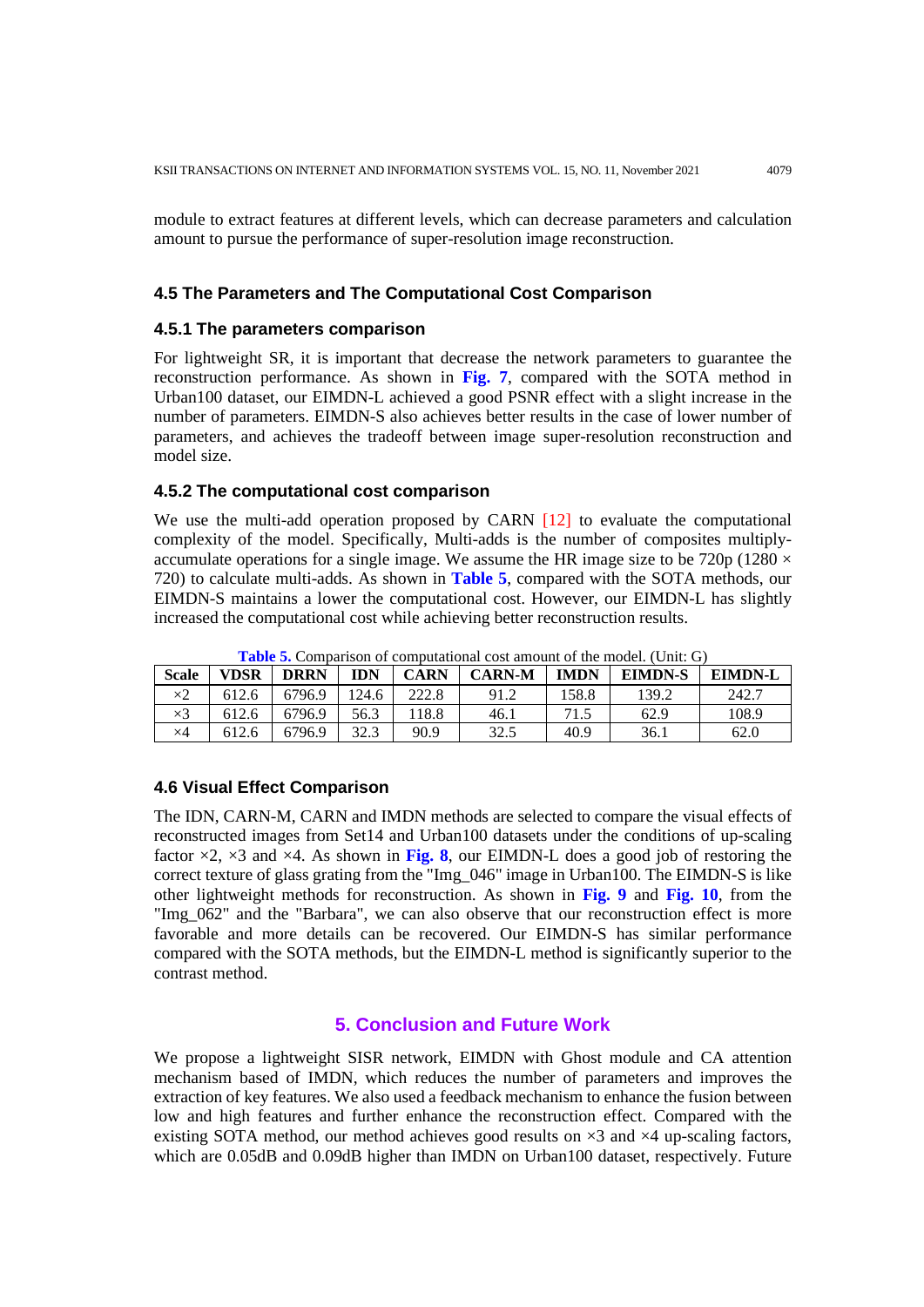module to extract features at different levels, which can decrease parameters and calculation amount to pursue the performance of super-resolution image reconstruction.

### 4.5 The Parameters and The Computational Cost Comparison

#### 4.5.1 The parameters comparison

For lightweight SR, it is important that decrease the network parameters to guarantee the reconstruction performance. As shown in **Fig. 7**, compared with the SOTA method in Urban100 dataset, our EIMDN-L achieved a good PSNR effect with a slight increase in the number of parameters. EIMDN-S also achieves better results in the case of lower number of parameters, and achieves the tradeoff between image super-resolution reconstruction and model size.

#### 4.5.2 The computational cost comparison

We use the multi-add operation proposed by CARN [12] to evaluate the computational complexity of the model. Specifically, Multi-adds is the number of composites multiply-accumulate operations for a single image. We assume the HR image size to be 720p (1280 × 720) to calculate multi-adds. As shown in **Table 5**, compared with the SOTA methods, our EIMDN-S maintains a lower the computational cost. However, our EIMDN-L has slightly increased the computational cost while achieving better reconstruction results.

**Table 5.** Comparison of computational cost amount of the model. (Unit: G)

| Scale | VDSR | DRRN | IDN | CARN | CARN-M | IMDN | EIMDN-S | EIMDN-L |
|---|---|---|---|---|---|---|---|---|
| ×2 | 612.6 | 6796.9 | 124.6 | 222.8 | 91.2 | 158.8 | 139.2 | 242.7 |
| ×3 | 612.6 | 6796.9 | 56.3 | 118.8 | 46.1 | 71.5 | 62.9 | 108.9 |
| ×4 | 612.6 | 6796.9 | 32.3 | 90.9 | 32.5 | 40.9 | 36.1 | 62.0 |

### 4.6 Visual Effect Comparison

The IDN, CARN-M, CARN and IMDN methods are selected to compare the visual effects of reconstructed images from Set14 and Urban100 datasets under the conditions of up-scaling factor ×2, ×3 and ×4. As shown in **Fig. 8**, our EIMDN-L does a good job of restoring the correct texture of glass grating from the "Img_046" image in Urban100. The EIMDN-S is like other lightweight methods for reconstruction. As shown in **Fig. 9** and **Fig. 10**, from the "Img_062" and the "Barbara", we can also observe that our reconstruction effect is more favorable and more details can be recovered. Our EIMDN-S has similar performance compared with the SOTA methods, but the EIMDN-L method is significantly superior to the contrast method.

## 5. Conclusion and Future Work

We propose a lightweight SISR network, EIMDN with Ghost module and CA attention mechanism based of IMDN, which reduces the number of parameters and improves the extraction of key features. We also used a feedback mechanism to enhance the fusion between low and high features and further enhance the reconstruction effect. Compared with the existing SOTA method, our method achieves good results on ×3 and ×4 up-scaling factors, which are 0.05dB and 0.09dB higher than IMDN on Urban100 dataset, respectively. Future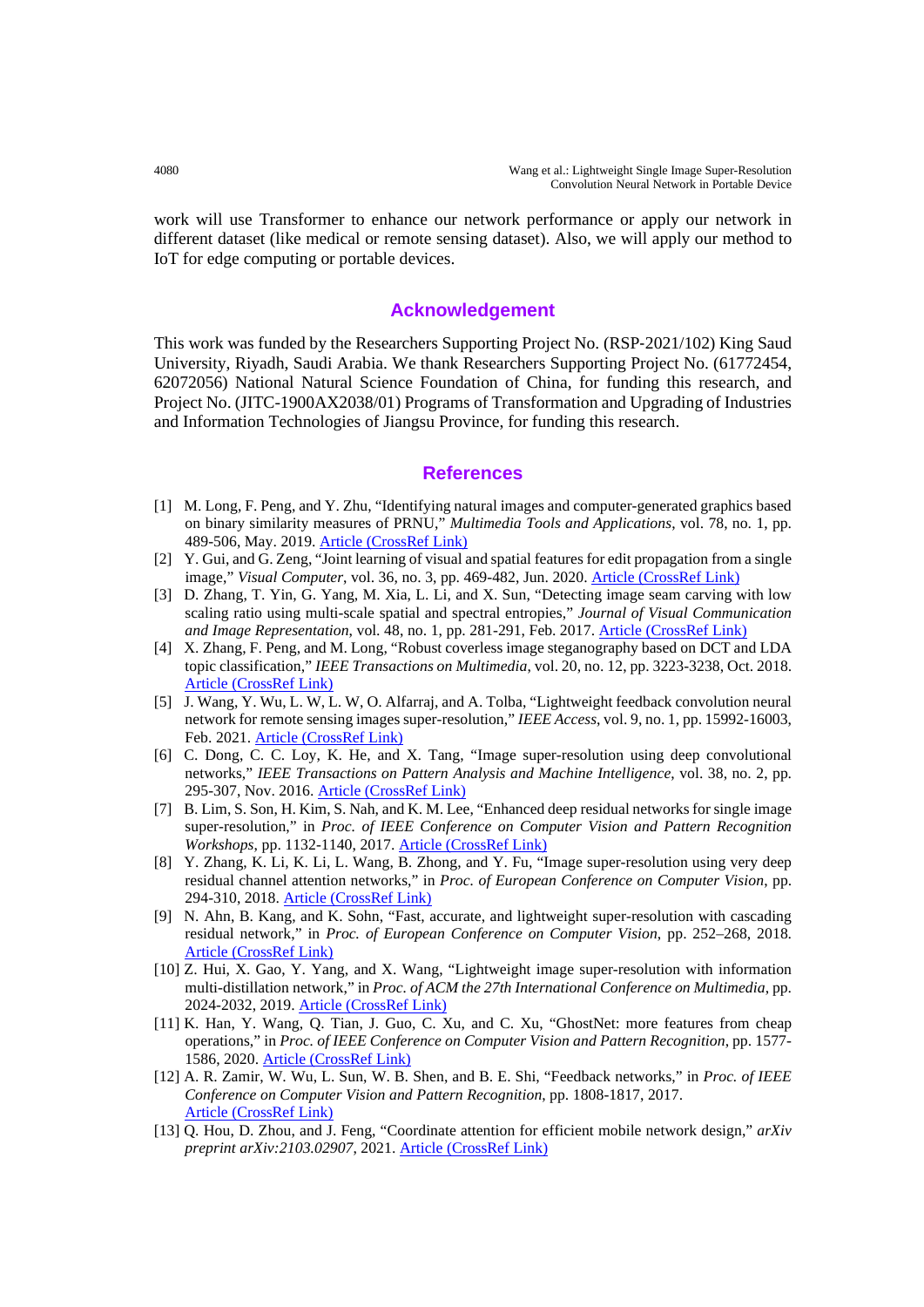work will use Transformer to enhance our network performance or apply our network in different dataset (like medical or remote sensing dataset). Also, we will apply our method to IoT for edge computing or portable devices.

## Acknowledgement

This work was funded by the Researchers Supporting Project No. (RSP-2021/102) King Saud University, Riyadh, Saudi Arabia. We thank Researchers Supporting Project No. (61772454, 62072056) National Natural Science Foundation of China, for funding this research, and Project No. (JITC-1900AX2038/01) Programs of Transformation and Upgrading of Industries and Information Technologies of Jiangsu Province, for funding this research.

## References

[1] M. Long, F. Peng, and Y. Zhu, "Identifying natural images and computer-generated graphics based on binary similarity measures of PRNU," *Multimedia Tools and Applications*, vol. 78, no. 1, pp. 489-506, May. 2019. Article (CrossRef Link)

[2] Y. Gui, and G. Zeng, "Joint learning of visual and spatial features for edit propagation from a single image," *Visual Computer*, vol. 36, no. 3, pp. 469-482, Jun. 2020. Article (CrossRef Link)

[3] D. Zhang, T. Yin, G. Yang, M. Xia, L. Li, and X. Sun, "Detecting image seam carving with low scaling ratio using multi-scale spatial and spectral entropies," *Journal of Visual Communication and Image Representation*, vol. 48, no. 1, pp. 281-291, Feb. 2017. Article (CrossRef Link)

[4] X. Zhang, F. Peng, and M. Long, "Robust coverless image steganography based on DCT and LDA topic classification," *IEEE Transactions on Multimedia*, vol. 20, no. 12, pp. 3223-3238, Oct. 2018. Article (CrossRef Link)

[5] J. Wang, Y. Wu, L. W, L. W, O. Alfarraj, and A. Tolba, "Lightweight feedback convolution neural network for remote sensing images super-resolution," *IEEE Access*, vol. 9, no. 1, pp. 15992-16003, Feb. 2021. Article (CrossRef Link)

[6] C. Dong, C. C. Loy, K. He, and X. Tang, "Image super-resolution using deep convolutional networks," *IEEE Transactions on Pattern Analysis and Machine Intelligence*, vol. 38, no. 2, pp. 295-307, Nov. 2016. Article (CrossRef Link)

[7] B. Lim, S. Son, H. Kim, S. Nah, and K. M. Lee, "Enhanced deep residual networks for single image super-resolution," in *Proc. of IEEE Conference on Computer Vision and Pattern Recognition Workshops*, pp. 1132-1140, 2017. Article (CrossRef Link)

[8] Y. Zhang, K. Li, K. Li, L. Wang, B. Zhong, and Y. Fu, "Image super-resolution using very deep residual channel attention networks," in *Proc. of European Conference on Computer Vision*, pp. 294-310, 2018. Article (CrossRef Link)

[9] N. Ahn, B. Kang, and K. Sohn, "Fast, accurate, and lightweight super-resolution with cascading residual network," in *Proc. of European Conference on Computer Vision*, pp. 252–268, 2018. Article (CrossRef Link)

[10] Z. Hui, X. Gao, Y. Yang, and X. Wang, "Lightweight image super-resolution with information multi-distillation network," in *Proc. of ACM the 27th International Conference on Multimedia*, pp. 2024-2032, 2019. Article (CrossRef Link)

[11] K. Han, Y. Wang, Q. Tian, J. Guo, C. Xu, and C. Xu, "GhostNet: more features from cheap operations," in *Proc. of IEEE Conference on Computer Vision and Pattern Recognition*, pp. 1577-1586, 2020. Article (CrossRef Link)

[12] A. R. Zamir, W. Wu, L. Sun, W. B. Shen, and B. E. Shi, "Feedback networks," in *Proc. of IEEE Conference on Computer Vision and Pattern Recognition*, pp. 1808-1817, 2017. Article (CrossRef Link)

[13] Q. Hou, D. Zhou, and J. Feng, "Coordinate attention for efficient mobile network design," *arXiv preprint arXiv:2103.02907*, 2021. Article (CrossRef Link)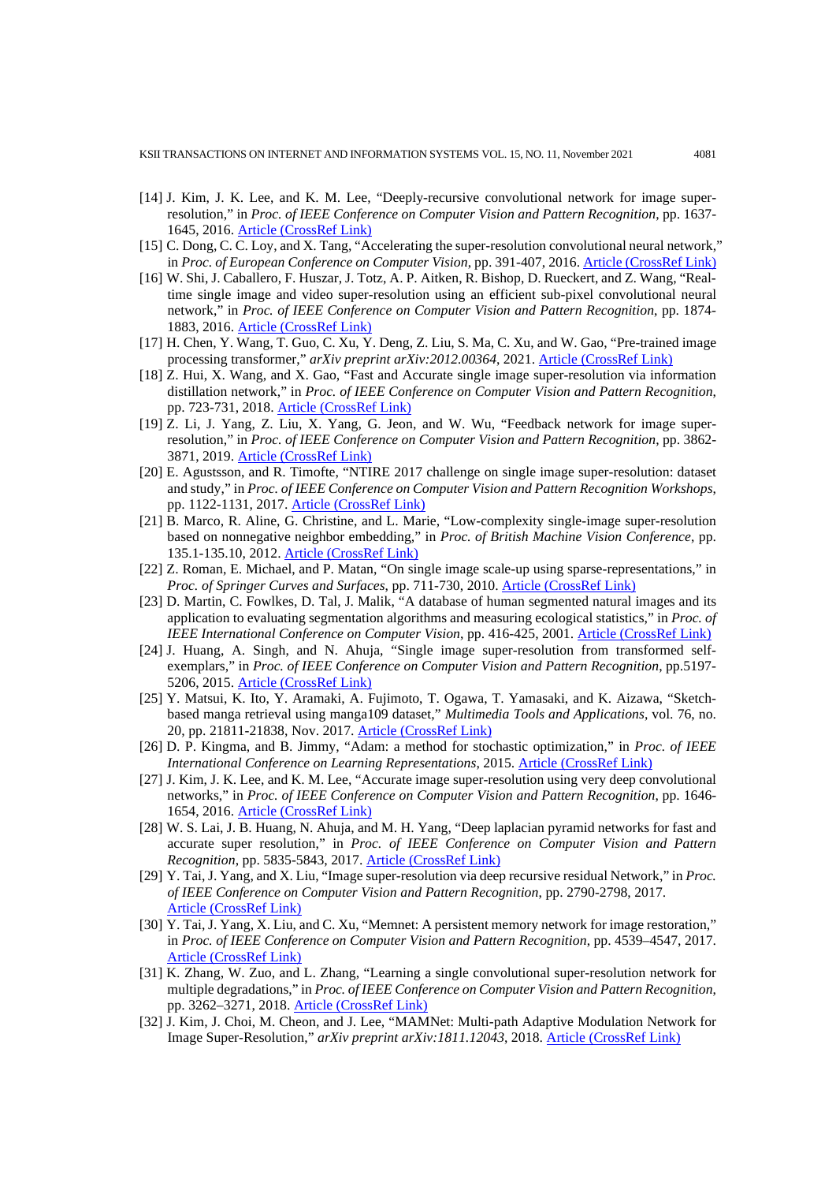[14] J. Kim, J. K. Lee, and K. M. Lee, "Deeply-recursive convolutional network for image super-resolution," in *Proc. of IEEE Conference on Computer Vision and Pattern Recognition*, pp. 1637-1645, 2016. Article (CrossRef Link)

[15] C. Dong, C. C. Loy, and X. Tang, "Accelerating the super-resolution convolutional neural network," in *Proc. of European Conference on Computer Vision*, pp. 391-407, 2016. Article (CrossRef Link)

[16] W. Shi, J. Caballero, F. Huszar, J. Totz, A. P. Aitken, R. Bishop, D. Rueckert, and Z. Wang, "Real-time single image and video super-resolution using an efficient sub-pixel convolutional neural network," in *Proc. of IEEE Conference on Computer Vision and Pattern Recognition*, pp. 1874-1883, 2016. Article (CrossRef Link)

[17] H. Chen, Y. Wang, T. Guo, C. Xu, Y. Deng, Z. Liu, S. Ma, C. Xu, and W. Gao, "Pre-trained image processing transformer," *arXiv preprint arXiv:2012.00364*, 2021. Article (CrossRef Link)

[18] Z. Hui, X. Wang, and X. Gao, "Fast and Accurate single image super-resolution via information distillation network," in *Proc. of IEEE Conference on Computer Vision and Pattern Recognition*, pp. 723-731, 2018. Article (CrossRef Link)

[19] Z. Li, J. Yang, Z. Liu, X. Yang, G. Jeon, and W. Wu, "Feedback network for image super-resolution," in *Proc. of IEEE Conference on Computer Vision and Pattern Recognition*, pp. 3862-3871, 2019. Article (CrossRef Link)

[20] E. Agustsson, and R. Timofte, "NTIRE 2017 challenge on single image super-resolution: dataset and study," in *Proc. of IEEE Conference on Computer Vision and Pattern Recognition Workshops*, pp. 1122-1131, 2017. Article (CrossRef Link)

[21] B. Marco, R. Aline, G. Christine, and L. Marie, "Low-complexity single-image super-resolution based on nonnegative neighbor embedding," in *Proc. of British Machine Vision Conference*, pp. 135.1-135.10, 2012. Article (CrossRef Link)

[22] Z. Roman, E. Michael, and P. Matan, "On single image scale-up using sparse-representations," in *Proc. of Springer Curves and Surfaces*, pp. 711-730, 2010. Article (CrossRef Link)

[23] D. Martin, C. Fowlkes, D. Tal, J. Malik, "A database of human segmented natural images and its application to evaluating segmentation algorithms and measuring ecological statistics," in *Proc. of IEEE International Conference on Computer Vision*, pp. 416-425, 2001. Article (CrossRef Link)

[24] J. Huang, A. Singh, and N. Ahuja, "Single image super-resolution from transformed self-exemplars," in *Proc. of IEEE Conference on Computer Vision and Pattern Recognition*, pp.5197-5206, 2015. Article (CrossRef Link)

[25] Y. Matsui, K. Ito, Y. Aramaki, A. Fujimoto, T. Ogawa, T. Yamasaki, and K. Aizawa, "Sketch-based manga retrieval using manga109 dataset," *Multimedia Tools and Applications*, vol. 76, no. 20, pp. 21811-21838, Nov. 2017. Article (CrossRef Link)

[26] D. P. Kingma, and B. Jimmy, "Adam: a method for stochastic optimization," in *Proc. of IEEE International Conference on Learning Representations*, 2015. Article (CrossRef Link)

[27] J. Kim, J. K. Lee, and K. M. Lee, "Accurate image super-resolution using very deep convolutional networks," in *Proc. of IEEE Conference on Computer Vision and Pattern Recognition*, pp. 1646-1654, 2016. Article (CrossRef Link)

[28] W. S. Lai, J. B. Huang, N. Ahuja, and M. H. Yang, "Deep laplacian pyramid networks for fast and accurate super resolution," in *Proc. of IEEE Conference on Computer Vision and Pattern Recognition*, pp. 5835-5843, 2017. Article (CrossRef Link)

[29] Y. Tai, J. Yang, and X. Liu, "Image super-resolution via deep recursive residual Network," in *Proc. of IEEE Conference on Computer Vision and Pattern Recognition*, pp. 2790-2798, 2017. Article (CrossRef Link)

[30] Y. Tai, J. Yang, X. Liu, and C. Xu, "Memnet: A persistent memory network for image restoration," in *Proc. of IEEE Conference on Computer Vision and Pattern Recognition*, pp. 4539–4547, 2017. Article (CrossRef Link)

[31] K. Zhang, W. Zuo, and L. Zhang, "Learning a single convolutional super-resolution network for multiple degradations," in *Proc. of IEEE Conference on Computer Vision and Pattern Recognition*, pp. 3262–3271, 2018. Article (CrossRef Link)

[32] J. Kim, J. Choi, M. Cheon, and J. Lee, "MAMNet: Multi-path Adaptive Modulation Network for Image Super-Resolution," *arXiv preprint arXiv:1811.12043*, 2018. Article (CrossRef Link)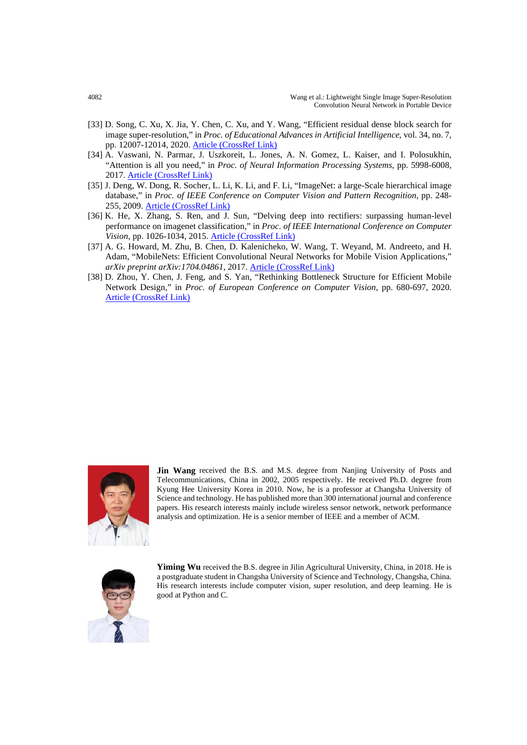[33] D. Song, C. Xu, X. Jia, Y. Chen, C. Xu, and Y. Wang, "Efficient residual dense block search for image super-resolution," in *Proc. of Educational Advances in Artificial Intelligence*, vol. 34, no. 7, pp. 12007-12014, 2020. [Article (CrossRef Link)]

[34] A. Vaswani, N. Parmar, J. Uszkoreit, L. Jones, A. N. Gomez, L. Kaiser, and I. Polosukhin, "Attention is all you need," in *Proc. of Neural Information Processing Systems*, pp. 5998-6008, 2017. [Article (CrossRef Link)]

[35] J. Deng, W. Dong, R. Socher, L. Li, K. Li, and F. Li, "ImageNet: a large-Scale hierarchical image database," in *Proc. of IEEE Conference on Computer Vision and Pattern Recognition*, pp. 248-255, 2009. [Article (CrossRef Link)]

[36] K. He, X. Zhang, S. Ren, and J. Sun, "Delving deep into rectifiers: surpassing human-level performance on imagenet classification," in *Proc. of IEEE International Conference on Computer Vision*, pp. 1026-1034, 2015. [Article (CrossRef Link)]

[37] A. G. Howard, M. Zhu, B. Chen, D. Kalenicheko, W. Wang, T. Weyand, M. Andreeto, and H. Adam, "MobileNets: Efficient Convolutional Neural Networks for Mobile Vision Applications," *arXiv preprint arXiv:1704.04861*, 2017. [Article (CrossRef Link)]

[38] D. Zhou, Y. Chen, J. Feng, and S. Yan, "Rethinking Bottleneck Structure for Efficient Mobile Network Design," in *Proc. of European Conference on Computer Vision*, pp. 680-697, 2020. [Article (CrossRef Link)]

**Jin Wang** received the B.S. and M.S. degree from Nanjing University of Posts and Telecommunications, China in 2002, 2005 respectively. He received Ph.D. degree from Kyung Hee University Korea in 2010. Now, he is a professor at Changsha University of Science and technology. He has published more than 300 international journal and conference papers. His research interests mainly include wireless sensor network, network performance analysis and optimization. He is a senior member of IEEE and a member of ACM.

**Yiming Wu** received the B.S. degree in Jilin Agricultural University, China, in 2018. He is a postgraduate student in Changsha University of Science and Technology, Changsha, China. His research interests include computer vision, super resolution, and deep learning. He is good at Python and C.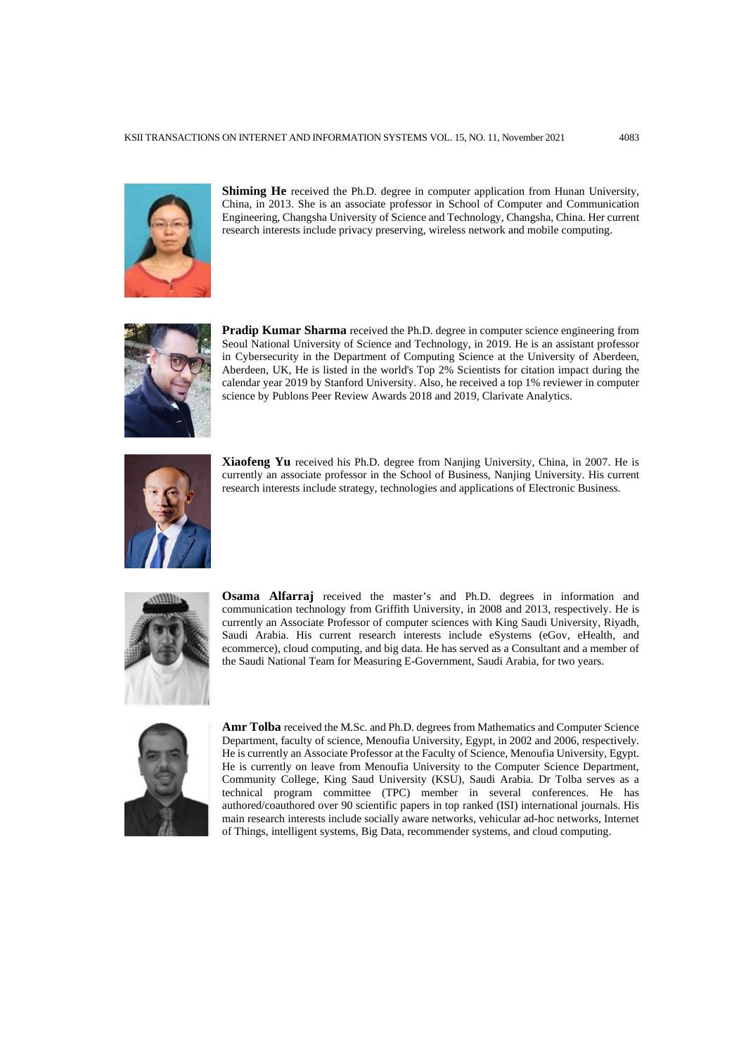**Shiming He** received the Ph.D. degree in computer application from Hunan University, China, in 2013. She is an associate professor in School of Computer and Communication Engineering, Changsha University of Science and Technology, Changsha, China. Her current research interests include privacy preserving, wireless network and mobile computing.

**Pradip Kumar Sharma** received the Ph.D. degree in computer science engineering from Seoul National University of Science and Technology, in 2019. He is an assistant professor in Cybersecurity in the Department of Computing Science at the University of Aberdeen, Aberdeen, UK, He is listed in the world's Top 2% Scientists for citation impact during the calendar year 2019 by Stanford University. Also, he received a top 1% reviewer in computer science by Publons Peer Review Awards 2018 and 2019, Clarivate Analytics.

**Xiaofeng Yu** received his Ph.D. degree from Nanjing University, China, in 2007. He is currently an associate professor in the School of Business, Nanjing University. His current research interests include strategy, technologies and applications of Electronic Business.

**Osama Alfarraj** received the master's and Ph.D. degrees in information and communication technology from Griffith University, in 2008 and 2013, respectively. He is currently an Associate Professor of computer sciences with King Saudi University, Riyadh, Saudi Arabia. His current research interests include eSystems (eGov, eHealth, and ecommerce), cloud computing, and big data. He has served as a Consultant and a member of the Saudi National Team for Measuring E-Government, Saudi Arabia, for two years.

**Amr Tolba** received the M.Sc. and Ph.D. degrees from Mathematics and Computer Science Department, faculty of science, Menoufia University, Egypt, in 2002 and 2006, respectively. He is currently an Associate Professor at the Faculty of Science, Menoufia University, Egypt. He is currently on leave from Menoufia University to the Computer Science Department, Community College, King Saud University (KSU), Saudi Arabia. Dr Tolba serves as a technical program committee (TPC) member in several conferences. He has authored/coauthored over 90 scientific papers in top ranked (ISI) international journals. His main research interests include socially aware networks, vehicular ad-hoc networks, Internet of Things, intelligent systems, Big Data, recommender systems, and cloud computing.